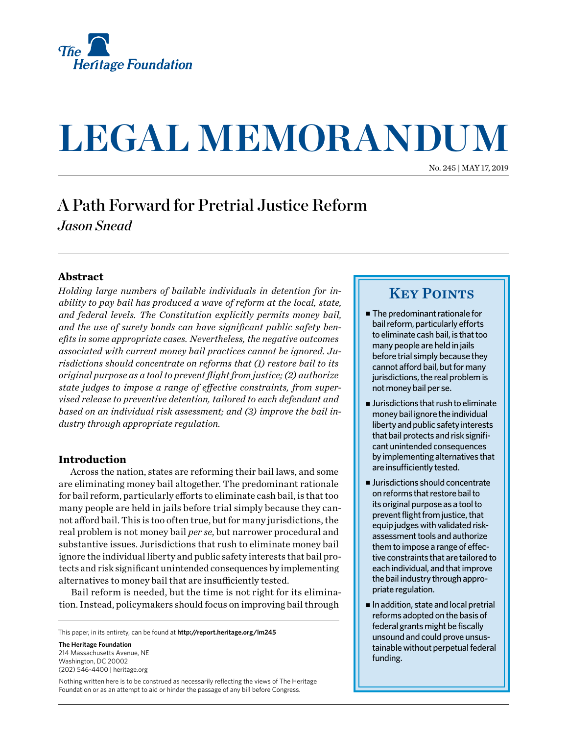The Heritage Foundation

# LEGAL MEMORANDUM

No. 245 | MAY 17, 2019

## A Path Forward for Pretrial Justice Reform

*Jason Snead*

### Abstract

*Holding large numbers of bailable individuals in detention for inability to pay bail has produced a wave of reform at the local, state, and federal levels. The Constitution explicitly permits money bail, and the use of surety bonds can have significant public safety benefits in some appropriate cases. Nevertheless, the negative outcomes associated with current money bail practices cannot be ignored. Jurisdictions should concentrate on reforms that (1) restore bail to its original purpose as a tool to prevent flight from justice; (2) authorize state judges to impose a range of effective constraints, from supervised release to preventive detention, tailored to each defendant and based on an individual risk assessment; and (3) improve the bail industry through appropriate regulation.*

### Key Points

- The predominant rationale for bail reform, particularly efforts to eliminate cash bail, is that too many people are held in jails before trial simply because they cannot afford bail, but for many jurisdictions, the real problem is not money bail per se.
- Jurisdictions that rush to eliminate money bail ignore the individual liberty and public safety interests that bail protects and risk significant unintended consequences by implementing alternatives that are insufficiently tested.
- Jurisdictions should concentrate on reforms that restore bail to its original purpose as a tool to prevent flight from justice, that equip judges with validated risk-assessment tools and authorize them to impose a range of effective constraints that are tailored to each individual, and that improve the bail industry through appropriate regulation.
- In addition, state and local pretrial reforms adopted on the basis of federal grants might be fiscally unsound and could prove unsustainable without perpetual federal funding.

### Introduction

Across the nation, states are reforming their bail laws, and some are eliminating money bail altogether. The predominant rationale for bail reform, particularly efforts to eliminate cash bail, is that too many people are held in jails before trial simply because they cannot afford bail. This is too often true, but for many jurisdictions, the real problem is not money bail *per se*, but narrower procedural and substantive issues. Jurisdictions that rush to eliminate money bail ignore the individual liberty and public safety interests that bail protects and risk significant unintended consequences by implementing alternatives to money bail that are insufficiently tested.

Bail reform is needed, but the time is not right for its elimination. Instead, policymakers should focus on improving bail through

This paper, in its entirety, can be found at **http://report.heritage.org/lm245**

**The Heritage Foundation**
214 Massachusetts Avenue, NE
Washington, DC 20002
(202) 546-4400 | heritage.org

Nothing written here is to be construed as necessarily reflecting the views of The Heritage Foundation or as an attempt to aid or hinder the passage of any bill before Congress.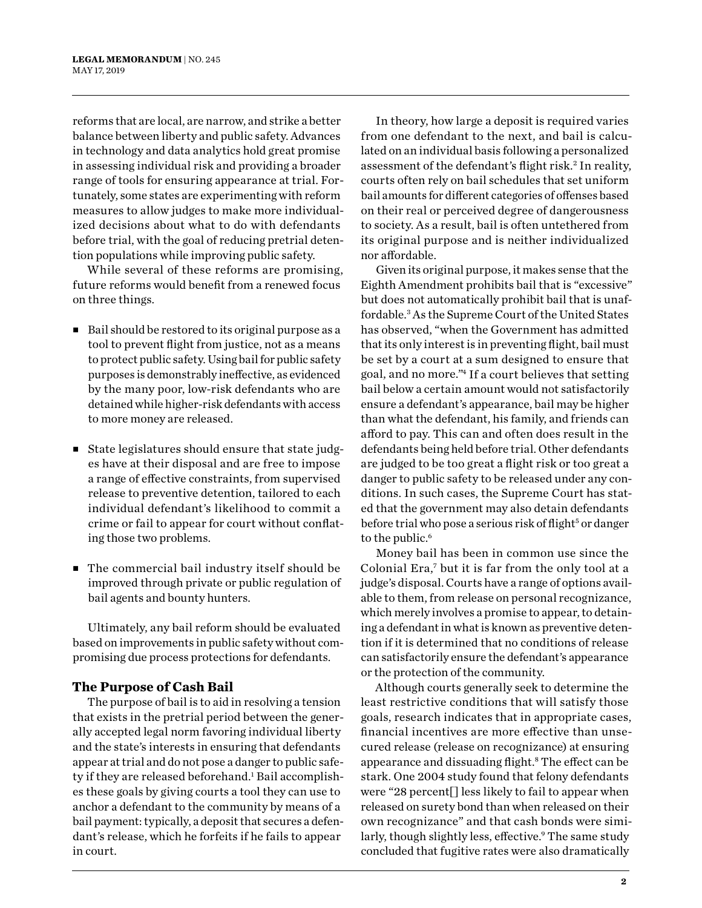reforms that are local, are narrow, and strike a better balance between liberty and public safety. Advances in technology and data analytics hold great promise in assessing individual risk and providing a broader range of tools for ensuring appearance at trial. Fortunately, some states are experimenting with reform measures to allow judges to make more individualized decisions about what to do with defendants before trial, with the goal of reducing pretrial detention populations while improving public safety.

While several of these reforms are promising, future reforms would benefit from a renewed focus on three things.

- Bail should be restored to its original purpose as a tool to prevent flight from justice, not as a means to protect public safety. Using bail for public safety purposes is demonstrably ineffective, as evidenced by the many poor, low-risk defendants who are detained while higher-risk defendants with access to more money are released.
- State legislatures should ensure that state judges have at their disposal and are free to impose a range of effective constraints, from supervised release to preventive detention, tailored to each individual defendant's likelihood to commit a crime or fail to appear for court without conflating those two problems.
- The commercial bail industry itself should be improved through private or public regulation of bail agents and bounty hunters.

Ultimately, any bail reform should be evaluated based on improvements in public safety without compromising due process protections for defendants.

## The Purpose of Cash Bail

The purpose of bail is to aid in resolving a tension that exists in the pretrial period between the generally accepted legal norm favoring individual liberty and the state's interests in ensuring that defendants appear at trial and do not pose a danger to public safety if they are released beforehand.[1] Bail accomplishes these goals by giving courts a tool they can use to anchor a defendant to the community by means of a bail payment: typically, a deposit that secures a defendant's release, which he forfeits if he fails to appear in court.

In theory, how large a deposit is required varies from one defendant to the next, and bail is calculated on an individual basis following a personalized assessment of the defendant's flight risk.[2] In reality, courts often rely on bail schedules that set uniform bail amounts for different categories of offenses based on their real or perceived degree of dangerousness to society. As a result, bail is often untethered from its original purpose and is neither individualized nor affordable.

Given its original purpose, it makes sense that the Eighth Amendment prohibits bail that is "excessive" but does not automatically prohibit bail that is unaffordable.[3] As the Supreme Court of the United States has observed, "when the Government has admitted that its only interest is in preventing flight, bail must be set by a court at a sum designed to ensure that goal, and no more."[4] If a court believes that setting bail below a certain amount would not satisfactorily ensure a defendant's appearance, bail may be higher than what the defendant, his family, and friends can afford to pay. This can and often does result in the defendants being held before trial. Other defendants are judged to be too great a flight risk or too great a danger to public safety to be released under any conditions. In such cases, the Supreme Court has stated that the government may also detain defendants before trial who pose a serious risk of flight[5] or danger to the public.[6]

Money bail has been in common use since the Colonial Era,[7] but it is far from the only tool at a judge's disposal. Courts have a range of options available to them, from release on personal recognizance, which merely involves a promise to appear, to detaining a defendant in what is known as preventive detention if it is determined that no conditions of release can satisfactorily ensure the defendant's appearance or the protection of the community.

Although courts generally seek to determine the least restrictive conditions that will satisfy those goals, research indicates that in appropriate cases, financial incentives are more effective than unsecured release (release on recognizance) at ensuring appearance and dissuading flight.[8] The effect can be stark. One 2004 study found that felony defendants were "28 percent[] less likely to fail to appear when released on surety bond than when released on their own recognizance" and that cash bonds were similarly, though slightly less, effective.[9] The same study concluded that fugitive rates were also dramatically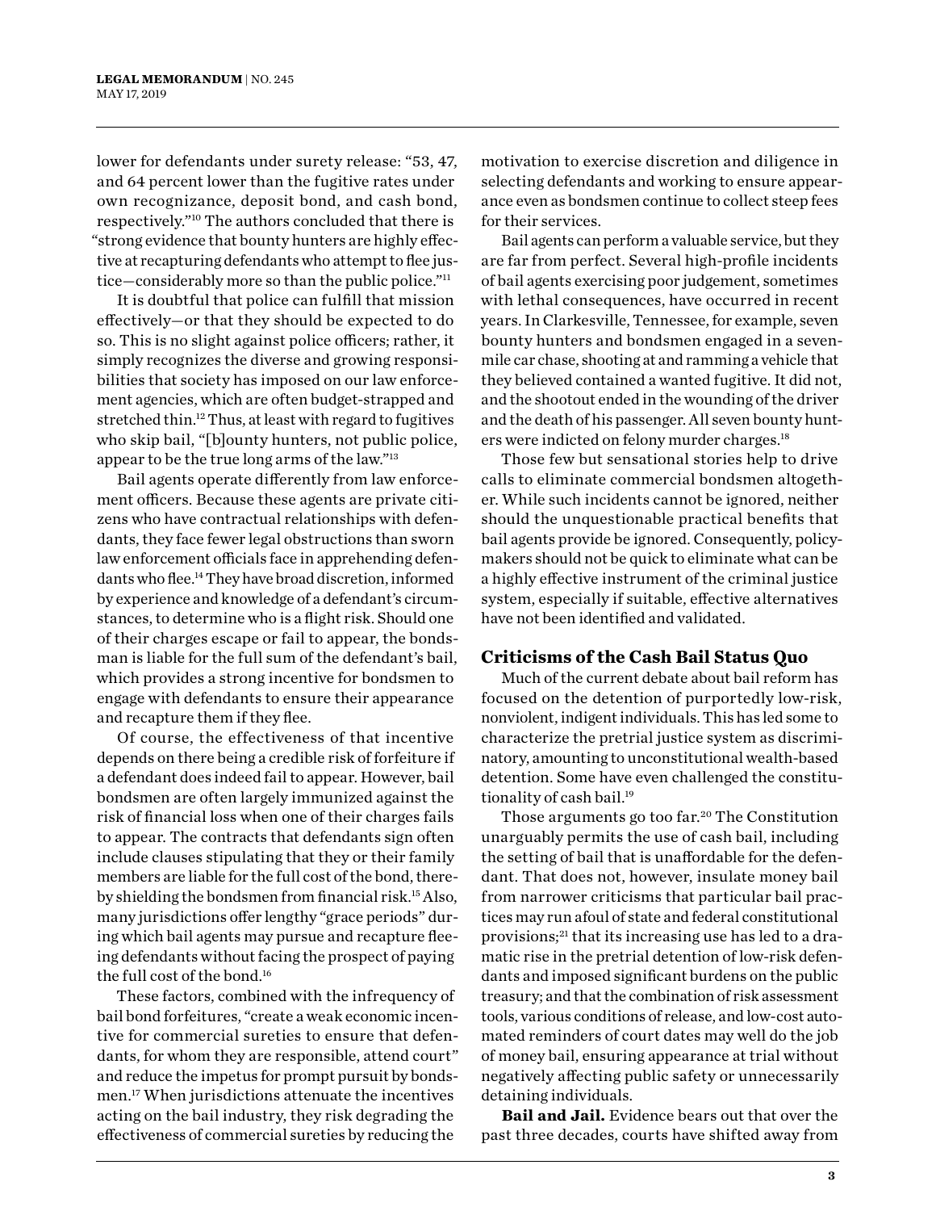lower for defendants under surety release: "53, 47, and 64 percent lower than the fugitive rates under own recognizance, deposit bond, and cash bond, respectively."[10] The authors concluded that there is "strong evidence that bounty hunters are highly effective at recapturing defendants who attempt to flee justice—considerably more so than the public police."[11]

It is doubtful that police can fulfill that mission effectively—or that they should be expected to do so. This is no slight against police officers; rather, it simply recognizes the diverse and growing responsibilities that society has imposed on our law enforcement agencies, which are often budget-strapped and stretched thin.[12] Thus, at least with regard to fugitives who skip bail, "[b]ounty hunters, not public police, appear to be the true long arms of the law."[13]

Bail agents operate differently from law enforcement officers. Because these agents are private citizens who have contractual relationships with defendants, they face fewer legal obstructions than sworn law enforcement officials face in apprehending defendants who flee.[14] They have broad discretion, informed by experience and knowledge of a defendant's circumstances, to determine who is a flight risk. Should one of their charges escape or fail to appear, the bondsman is liable for the full sum of the defendant's bail, which provides a strong incentive for bondsmen to engage with defendants to ensure their appearance and recapture them if they flee.

Of course, the effectiveness of that incentive depends on there being a credible risk of forfeiture if a defendant does indeed fail to appear. However, bail bondsmen are often largely immunized against the risk of financial loss when one of their charges fails to appear. The contracts that defendants sign often include clauses stipulating that they or their family members are liable for the full cost of the bond, thereby shielding the bondsmen from financial risk.[15] Also, many jurisdictions offer lengthy "grace periods" during which bail agents may pursue and recapture fleeing defendants without facing the prospect of paying the full cost of the bond.[16]

These factors, combined with the infrequency of bail bond forfeitures, "create a weak economic incentive for commercial sureties to ensure that defendants, for whom they are responsible, attend court" and reduce the impetus for prompt pursuit by bondsmen.[17] When jurisdictions attenuate the incentives acting on the bail industry, they risk degrading the effectiveness of commercial sureties by reducing the motivation to exercise discretion and diligence in selecting defendants and working to ensure appearance even as bondsmen continue to collect steep fees for their services.

Bail agents can perform a valuable service, but they are far from perfect. Several high-profile incidents of bail agents exercising poor judgement, sometimes with lethal consequences, have occurred in recent years. In Clarkesville, Tennessee, for example, seven bounty hunters and bondsmen engaged in a seven-mile car chase, shooting at and ramming a vehicle that they believed contained a wanted fugitive. It did not, and the shootout ended in the wounding of the driver and the death of his passenger. All seven bounty hunters were indicted on felony murder charges.[18]

Those few but sensational stories help to drive calls to eliminate commercial bondsmen altogether. While such incidents cannot be ignored, neither should the unquestionable practical benefits that bail agents provide be ignored. Consequently, policymakers should not be quick to eliminate what can be a highly effective instrument of the criminal justice system, especially if suitable, effective alternatives have not been identified and validated.

## Criticisms of the Cash Bail Status Quo

Much of the current debate about bail reform has focused on the detention of purportedly low-risk, nonviolent, indigent individuals. This has led some to characterize the pretrial justice system as discriminatory, amounting to unconstitutional wealth-based detention. Some have even challenged the constitutionality of cash bail.[19]

Those arguments go too far.[20] The Constitution unarguably permits the use of cash bail, including the setting of bail that is unaffordable for the defendant. That does not, however, insulate money bail from narrower criticisms that particular bail practices may run afoul of state and federal constitutional provisions;[21] that its increasing use has led to a dramatic rise in the pretrial detention of low-risk defendants and imposed significant burdens on the public treasury; and that the combination of risk assessment tools, various conditions of release, and low-cost automated reminders of court dates may well do the job of money bail, ensuring appearance at trial without negatively affecting public safety or unnecessarily detaining individuals.

**Bail and Jail.** Evidence bears out that over the past three decades, courts have shifted away from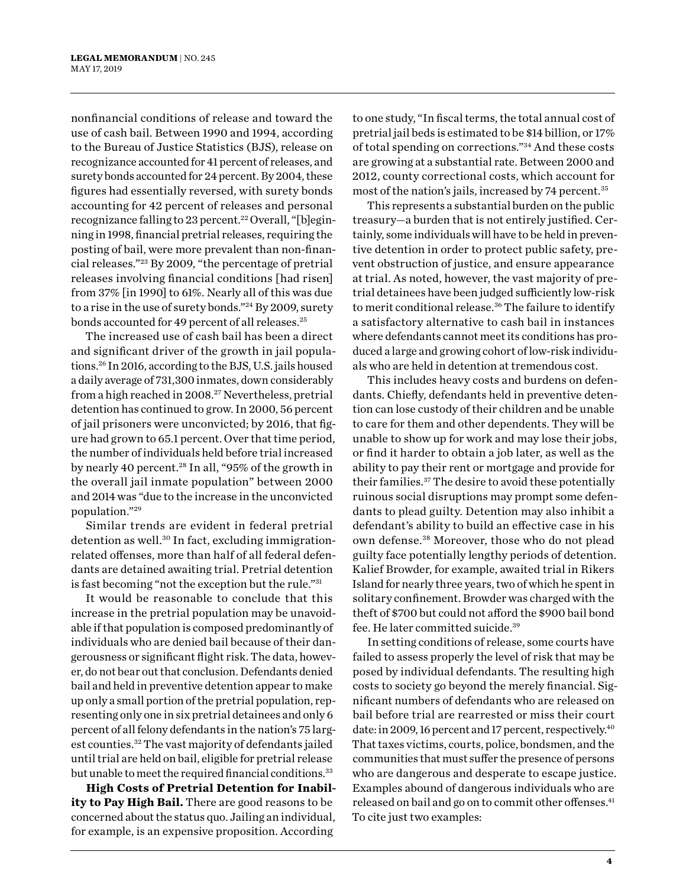nonfinancial conditions of release and toward the use of cash bail. Between 1990 and 1994, according to the Bureau of Justice Statistics (BJS), release on recognizance accounted for 41 percent of releases, and surety bonds accounted for 24 percent. By 2004, these figures had essentially reversed, with surety bonds accounting for 42 percent of releases and personal recognizance falling to 23 percent.[22] Overall, "[b]eginning in 1998, financial pretrial releases, requiring the posting of bail, were more prevalent than non-financial releases."[23] By 2009, "the percentage of pretrial releases involving financial conditions [had risen] from 37% [in 1990] to 61%. Nearly all of this was due to a rise in the use of surety bonds."[24] By 2009, surety bonds accounted for 49 percent of all releases.[25]

The increased use of cash bail has been a direct and significant driver of the growth in jail populations.[26] In 2016, according to the BJS, U.S. jails housed a daily average of 731,300 inmates, down considerably from a high reached in 2008.[27] Nevertheless, pretrial detention has continued to grow. In 2000, 56 percent of jail prisoners were unconvicted; by 2016, that figure had grown to 65.1 percent. Over that time period, the number of individuals held before trial increased by nearly 40 percent.[28] In all, "95% of the growth in the overall jail inmate population" between 2000 and 2014 was "due to the increase in the unconvicted population."[29]

Similar trends are evident in federal pretrial detention as well.[30] In fact, excluding immigration-related offenses, more than half of all federal defendants are detained awaiting trial. Pretrial detention is fast becoming "not the exception but the rule."[31]

It would be reasonable to conclude that this increase in the pretrial population may be unavoidable if that population is composed predominantly of individuals who are denied bail because of their dangerousness or significant flight risk. The data, however, do not bear out that conclusion. Defendants denied bail and held in preventive detention appear to make up only a small portion of the pretrial population, representing only one in six pretrial detainees and only 6 percent of all felony defendants in the nation's 75 largest counties.[32] The vast majority of defendants jailed until trial are held on bail, eligible for pretrial release but unable to meet the required financial conditions.[33]

**High Costs of Pretrial Detention for Inability to Pay High Bail.** There are good reasons to be concerned about the status quo. Jailing an individual, for example, is an expensive proposition. According to one study, "In fiscal terms, the total annual cost of pretrial jail beds is estimated to be $14 billion, or 17% of total spending on corrections."[34] And these costs are growing at a substantial rate. Between 2000 and 2012, county correctional costs, which account for most of the nation's jails, increased by 74 percent.[35]

This represents a substantial burden on the public treasury—a burden that is not entirely justified. Certainly, some individuals will have to be held in preventive detention in order to protect public safety, prevent obstruction of justice, and ensure appearance at trial. As noted, however, the vast majority of pretrial detainees have been judged sufficiently low-risk to merit conditional release.[36] The failure to identify a satisfactory alternative to cash bail in instances where defendants cannot meet its conditions has produced a large and growing cohort of low-risk individuals who are held in detention at tremendous cost.

This includes heavy costs and burdens on defendants. Chiefly, defendants held in preventive detention can lose custody of their children and be unable to care for them and other dependents. They will be unable to show up for work and may lose their jobs, or find it harder to obtain a job later, as well as the ability to pay their rent or mortgage and provide for their families.[37] The desire to avoid these potentially ruinous social disruptions may prompt some defendants to plead guilty. Detention may also inhibit a defendant's ability to build an effective case in his own defense.[38] Moreover, those who do not plead guilty face potentially lengthy periods of detention. Kalief Browder, for example, awaited trial in Rikers Island for nearly three years, two of which he spent in solitary confinement. Browder was charged with the theft of $700 but could not afford the $900 bail bond fee. He later committed suicide.[39]

In setting conditions of release, some courts have failed to assess properly the level of risk that may be posed by individual defendants. The resulting high costs to society go beyond the merely financial. Significant numbers of defendants who are released on bail before trial are rearrested or miss their court date: in 2009, 16 percent and 17 percent, respectively.[40] That taxes victims, courts, police, bondsmen, and the communities that must suffer the presence of persons who are dangerous and desperate to escape justice. Examples abound of dangerous individuals who are released on bail and go on to commit other offenses.[41] To cite just two examples: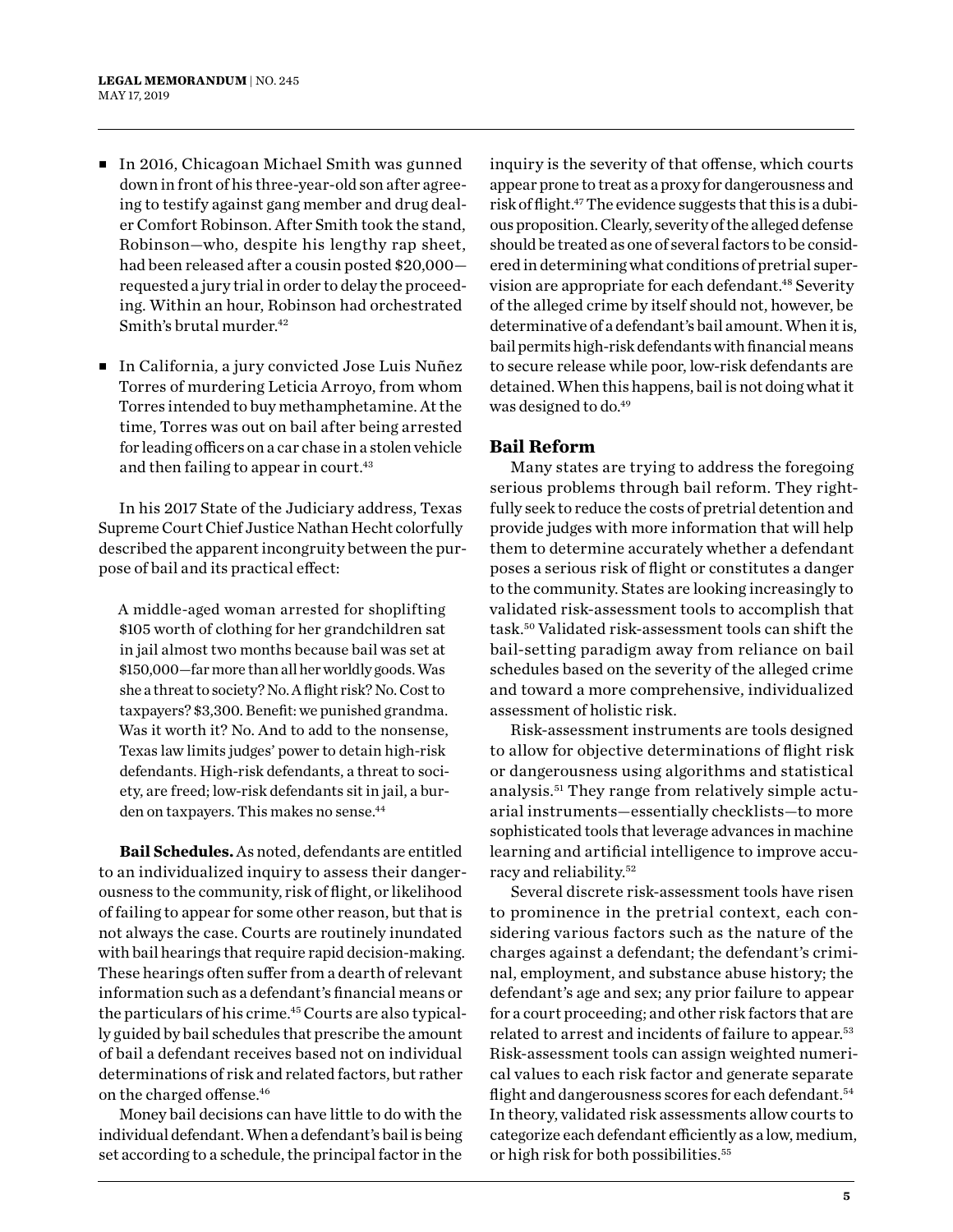- In 2016, Chicagoan Michael Smith was gunned down in front of his three-year-old son after agreeing to testify against gang member and drug dealer Comfort Robinson. After Smith took the stand, Robinson—who, despite his lengthy rap sheet, had been released after a cousin posted $20,000—requested a jury trial in order to delay the proceeding. Within an hour, Robinson had orchestrated Smith's brutal murder.[42]

- In California, a jury convicted Jose Luis Nuñez Torres of murdering Leticia Arroyo, from whom Torres intended to buy methamphetamine. At the time, Torres was out on bail after being arrested for leading officers on a car chase in a stolen vehicle and then failing to appear in court.[43]

In his 2017 State of the Judiciary address, Texas Supreme Court Chief Justice Nathan Hecht colorfully described the apparent incongruity between the purpose of bail and its practical effect:

> A middle-aged woman arrested for shoplifting $105 worth of clothing for her grandchildren sat in jail almost two months because bail was set at $150,000—far more than all her worldly goods. Was she a threat to society? No. A flight risk? No. Cost to taxpayers? $3,300. Benefit: we punished grandma. Was it worth it? No. And to add to the nonsense, Texas law limits judges' power to detain high-risk defendants. High-risk defendants, a threat to society, are freed; low-risk defendants sit in jail, a burden on taxpayers. This makes no sense.[44]

**Bail Schedules.** As noted, defendants are entitled to an individualized inquiry to assess their dangerousness to the community, risk of flight, or likelihood of failing to appear for some other reason, but that is not always the case. Courts are routinely inundated with bail hearings that require rapid decision-making. These hearings often suffer from a dearth of relevant information such as a defendant's financial means or the particulars of his crime.[45] Courts are also typically guided by bail schedules that prescribe the amount of bail a defendant receives based not on individual determinations of risk and related factors, but rather on the charged offense.[46]

Money bail decisions can have little to do with the individual defendant. When a defendant's bail is being set according to a schedule, the principal factor in the inquiry is the severity of that offense, which courts appear prone to treat as a proxy for dangerousness and risk of flight.[47] The evidence suggests that this is a dubious proposition. Clearly, severity of the alleged defense should be treated as one of several factors to be considered in determining what conditions of pretrial supervision are appropriate for each defendant.[48] Severity of the alleged crime by itself should not, however, be determinative of a defendant's bail amount. When it is, bail permits high-risk defendants with financial means to secure release while poor, low-risk defendants are detained. When this happens, bail is not doing what it was designed to do.[49]

## Bail Reform

Many states are trying to address the foregoing serious problems through bail reform. They rightfully seek to reduce the costs of pretrial detention and provide judges with more information that will help them to determine accurately whether a defendant poses a serious risk of flight or constitutes a danger to the community. States are looking increasingly to validated risk-assessment tools to accomplish that task.[50] Validated risk-assessment tools can shift the bail-setting paradigm away from reliance on bail schedules based on the severity of the alleged crime and toward a more comprehensive, individualized assessment of holistic risk.

Risk-assessment instruments are tools designed to allow for objective determinations of flight risk or dangerousness using algorithms and statistical analysis.[51] They range from relatively simple actuarial instruments—essentially checklists—to more sophisticated tools that leverage advances in machine learning and artificial intelligence to improve accuracy and reliability.[52]

Several discrete risk-assessment tools have risen to prominence in the pretrial context, each considering various factors such as the nature of the charges against a defendant; the defendant's criminal, employment, and substance abuse history; the defendant's age and sex; any prior failure to appear for a court proceeding; and other risk factors that are related to arrest and incidents of failure to appear.[53] Risk-assessment tools can assign weighted numerical values to each risk factor and generate separate flight and dangerousness scores for each defendant.[54] In theory, validated risk assessments allow courts to categorize each defendant efficiently as a low, medium, or high risk for both possibilities.[55]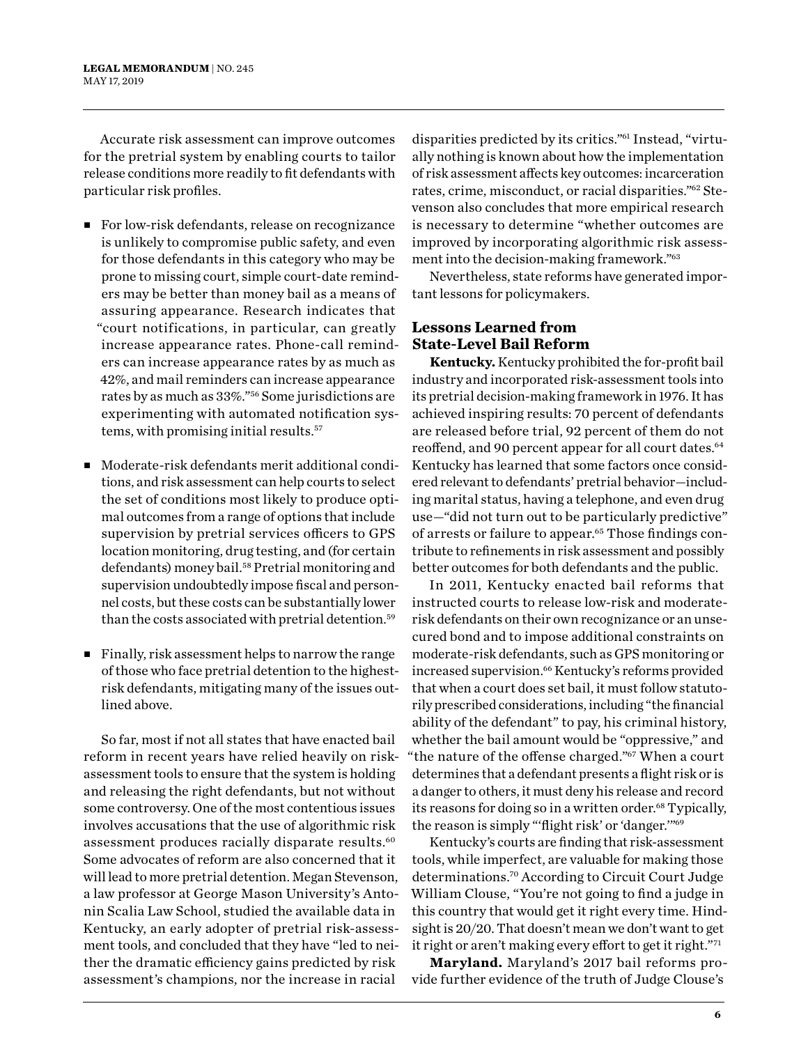Accurate risk assessment can improve outcomes for the pretrial system by enabling courts to tailor release conditions more readily to fit defendants with particular risk profiles.

- For low-risk defendants, release on recognizance is unlikely to compromise public safety, and even for those defendants in this category who may be prone to missing court, simple court-date reminders may be better than money bail as a means of assuring appearance. Research indicates that "court notifications, in particular, can greatly increase appearance rates. Phone-call reminders can increase appearance rates by as much as 42%, and mail reminders can increase appearance rates by as much as 33%."[56] Some jurisdictions are experimenting with automated notification systems, with promising initial results.[57]
- Moderate-risk defendants merit additional conditions, and risk assessment can help courts to select the set of conditions most likely to produce optimal outcomes from a range of options that include supervision by pretrial services officers to GPS location monitoring, drug testing, and (for certain defendants) money bail.[58] Pretrial monitoring and supervision undoubtedly impose fiscal and personnel costs, but these costs can be substantially lower than the costs associated with pretrial detention.[59]
- Finally, risk assessment helps to narrow the range of those who face pretrial detention to the highest-risk defendants, mitigating many of the issues outlined above.

So far, most if not all states that have enacted bail reform in recent years have relied heavily on risk-assessment tools to ensure that the system is holding and releasing the right defendants, but not without some controversy. One of the most contentious issues involves accusations that the use of algorithmic risk assessment produces racially disparate results.[60] Some advocates of reform are also concerned that it will lead to more pretrial detention. Megan Stevenson, a law professor at George Mason University's Antonin Scalia Law School, studied the available data in Kentucky, an early adopter of pretrial risk-assessment tools, and concluded that they have "led to neither the dramatic efficiency gains predicted by risk assessment's champions, nor the increase in racial disparities predicted by its critics."[61] Instead, "virtually nothing is known about how the implementation of risk assessment affects key outcomes: incarceration rates, crime, misconduct, or racial disparities."[62] Stevenson also concludes that more empirical research is necessary to determine "whether outcomes are improved by incorporating algorithmic risk assessment into the decision-making framework."[63]

Nevertheless, state reforms have generated important lessons for policymakers.

## Lessons Learned from State-Level Bail Reform

**Kentucky.** Kentucky prohibited the for-profit bail industry and incorporated risk-assessment tools into its pretrial decision-making framework in 1976. It has achieved inspiring results: 70 percent of defendants are released before trial, 92 percent of them do not reoffend, and 90 percent appear for all court dates.[64] Kentucky has learned that some factors once considered relevant to defendants' pretrial behavior—including marital status, having a telephone, and even drug use—"did not turn out to be particularly predictive" of arrests or failure to appear.[65] Those findings contribute to refinements in risk assessment and possibly better outcomes for both defendants and the public.

In 2011, Kentucky enacted bail reforms that instructed courts to release low-risk and moderate-risk defendants on their own recognizance or an unsecured bond and to impose additional constraints on moderate-risk defendants, such as GPS monitoring or increased supervision.[66] Kentucky's reforms provided that when a court does set bail, it must follow statutorily prescribed considerations, including "the financial ability of the defendant" to pay, his criminal history, whether the bail amount would be "oppressive," and "the nature of the offense charged."[67] When a court determines that a defendant presents a flight risk or is a danger to others, it must deny his release and record its reasons for doing so in a written order.[68] Typically, the reason is simply "'flight risk' or 'danger.'"[69]

Kentucky's courts are finding that risk-assessment tools, while imperfect, are valuable for making those determinations.[70] According to Circuit Court Judge William Clouse, "You're not going to find a judge in this country that would get it right every time. Hindsight is 20/20. That doesn't mean we don't want to get it right or aren't making every effort to get it right."[71]

**Maryland.** Maryland's 2017 bail reforms provide further evidence of the truth of Judge Clouse's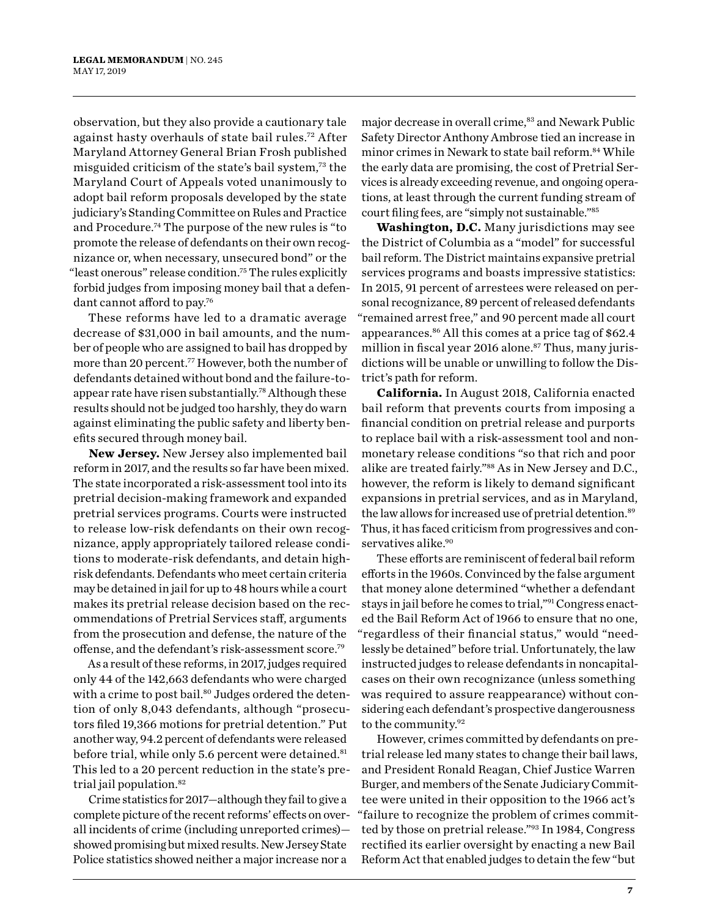observation, but they also provide a cautionary tale against hasty overhauls of state bail rules.[72] After Maryland Attorney General Brian Frosh published misguided criticism of the state's bail system,[73] the Maryland Court of Appeals voted unanimously to adopt bail reform proposals developed by the state judiciary's Standing Committee on Rules and Practice and Procedure.[74] The purpose of the new rules is "to promote the release of defendants on their own recognizance or, when necessary, unsecured bond" or the "least onerous" release condition.[75] The rules explicitly forbid judges from imposing money bail that a defendant cannot afford to pay.[76]

These reforms have led to a dramatic average decrease of $31,000 in bail amounts, and the number of people who are assigned to bail has dropped by more than 20 percent.[77] However, both the number of defendants detained without bond and the failure-to-appear rate have risen substantially.[78] Although these results should not be judged too harshly, they do warn against eliminating the public safety and liberty benefits secured through money bail.

**New Jersey.** New Jersey also implemented bail reform in 2017, and the results so far have been mixed. The state incorporated a risk-assessment tool into its pretrial decision-making framework and expanded pretrial services programs. Courts were instructed to release low-risk defendants on their own recognizance, apply appropriately tailored release conditions to moderate-risk defendants, and detain high-risk defendants. Defendants who meet certain criteria may be detained in jail for up to 48 hours while a court makes its pretrial release decision based on the recommendations of Pretrial Services staff, arguments from the prosecution and defense, the nature of the offense, and the defendant's risk-assessment score.[79]

As a result of these reforms, in 2017, judges required only 44 of the 142,663 defendants who were charged with a crime to post bail.[80] Judges ordered the detention of only 8,043 defendants, although "prosecutors filed 19,366 motions for pretrial detention." Put another way, 94.2 percent of defendants were released before trial, while only 5.6 percent were detained.[81] This led to a 20 percent reduction in the state's pretrial jail population.[82]

Crime statistics for 2017—although they fail to give a complete picture of the recent reforms' effects on overall incidents of crime (including unreported crimes)—showed promising but mixed results. New Jersey State Police statistics showed neither a major increase nor a major decrease in overall crime,[83] and Newark Public Safety Director Anthony Ambrose tied an increase in minor crimes in Newark to state bail reform.[84] While the early data are promising, the cost of Pretrial Services is already exceeding revenue, and ongoing operations, at least through the current funding stream of court filing fees, are "simply not sustainable."[85]

**Washington, D.C.** Many jurisdictions may see the District of Columbia as a "model" for successful bail reform. The District maintains expansive pretrial services programs and boasts impressive statistics: In 2015, 91 percent of arrestees were released on personal recognizance, 89 percent of released defendants "remained arrest free," and 90 percent made all court appearances.[86] All this comes at a price tag of $62.4 million in fiscal year 2016 alone.[87] Thus, many jurisdictions will be unable or unwilling to follow the District's path for reform.

**California.** In August 2018, California enacted bail reform that prevents courts from imposing a financial condition on pretrial release and purports to replace bail with a risk-assessment tool and non-monetary release conditions "so that rich and poor alike are treated fairly."[88] As in New Jersey and D.C., however, the reform is likely to demand significant expansions in pretrial services, and as in Maryland, the law allows for increased use of pretrial detention.[89] Thus, it has faced criticism from progressives and conservatives alike.[90]

These efforts are reminiscent of federal bail reform efforts in the 1960s. Convinced by the false argument that money alone determined "whether a defendant stays in jail before he comes to trial,"[91] Congress enacted the Bail Reform Act of 1966 to ensure that no one, "regardless of their financial status," would "needlessly be detained" before trial. Unfortunately, the law instructed judges to release defendants in noncapital-cases on their own recognizance (unless something was required to assure reappearance) without considering each defendant's prospective dangerousness to the community.[92]

However, crimes committed by defendants on pretrial release led many states to change their bail laws, and President Ronald Reagan, Chief Justice Warren Burger, and members of the Senate Judiciary Committee were united in their opposition to the 1966 act's "failure to recognize the problem of crimes committed by those on pretrial release."[93] In 1984, Congress rectified its earlier oversight by enacting a new Bail Reform Act that enabled judges to detain the few "but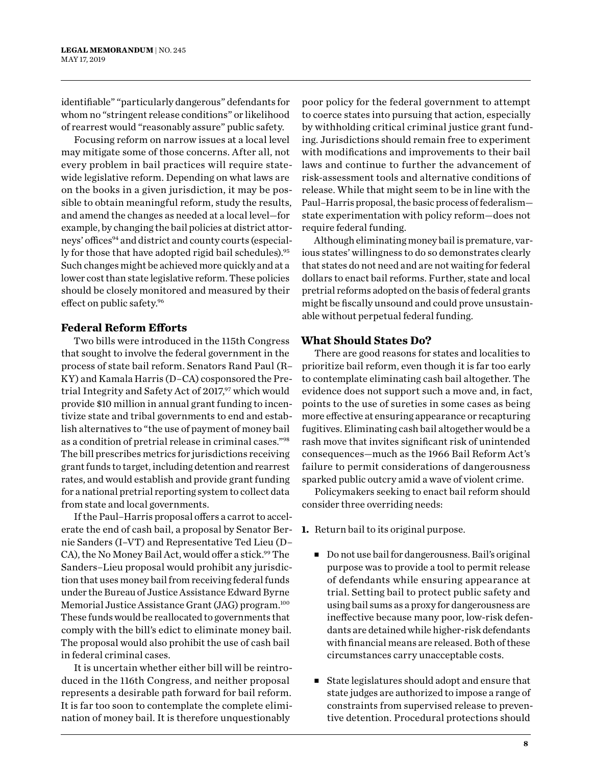identifiable" "particularly dangerous" defendants for whom no "stringent release conditions" or likelihood of rearrest would "reasonably assure" public safety.

Focusing reform on narrow issues at a local level may mitigate some of those concerns. After all, not every problem in bail practices will require statewide legislative reform. Depending on what laws are on the books in a given jurisdiction, it may be possible to obtain meaningful reform, study the results, and amend the changes as needed at a local level—for example, by changing the bail policies at district attorneys' offices[94] and district and county courts (especially for those that have adopted rigid bail schedules).[95] Such changes might be achieved more quickly and at a lower cost than state legislative reform. These policies should be closely monitored and measured by their effect on public safety.[96]

## Federal Reform Efforts

Two bills were introduced in the 115th Congress that sought to involve the federal government in the process of state bail reform. Senators Rand Paul (R–KY) and Kamala Harris (D–CA) cosponsored the Pretrial Integrity and Safety Act of 2017,[97] which would provide $10 million in annual grant funding to incentivize state and tribal governments to end and establish alternatives to "the use of payment of money bail as a condition of pretrial release in criminal cases."[98] The bill prescribes metrics for jurisdictions receiving grant funds to target, including detention and rearrest rates, and would establish and provide grant funding for a national pretrial reporting system to collect data from state and local governments.

If the Paul–Harris proposal offers a carrot to accelerate the end of cash bail, a proposal by Senator Bernie Sanders (I–VT) and Representative Ted Lieu (D–CA), the No Money Bail Act, would offer a stick.[99] The Sanders–Lieu proposal would prohibit any jurisdiction that uses money bail from receiving federal funds under the Bureau of Justice Assistance Edward Byrne Memorial Justice Assistance Grant (JAG) program.[100] These funds would be reallocated to governments that comply with the bill's edict to eliminate money bail. The proposal would also prohibit the use of cash bail in federal criminal cases.

It is uncertain whether either bill will be reintroduced in the 116th Congress, and neither proposal represents a desirable path forward for bail reform. It is far too soon to contemplate the complete elimination of money bail. It is therefore unquestionably poor policy for the federal government to attempt to coerce states into pursuing that action, especially by withholding critical criminal justice grant funding. Jurisdictions should remain free to experiment with modifications and improvements to their bail laws and continue to further the advancement of risk-assessment tools and alternative conditions of release. While that might seem to be in line with the Paul–Harris proposal, the basic process of federalism—state experimentation with policy reform—does not require federal funding.

Although eliminating money bail is premature, various states' willingness to do so demonstrates clearly that states do not need and are not waiting for federal dollars to enact bail reforms. Further, state and local pretrial reforms adopted on the basis of federal grants might be fiscally unsound and could prove unsustainable without perpetual federal funding.

## What Should States Do?

There are good reasons for states and localities to prioritize bail reform, even though it is far too early to contemplate eliminating cash bail altogether. The evidence does not support such a move and, in fact, points to the use of sureties in some cases as being more effective at ensuring appearance or recapturing fugitives. Eliminating cash bail altogether would be a rash move that invites significant risk of unintended consequences—much as the 1966 Bail Reform Act's failure to permit considerations of dangerousness sparked public outcry amid a wave of violent crime.

Policymakers seeking to enact bail reform should consider three overriding needs:

1. Return bail to its original purpose.

   - Do not use bail for dangerousness. Bail's original purpose was to provide a tool to permit release of defendants while ensuring appearance at trial. Setting bail to protect public safety and using bail sums as a proxy for dangerousness are ineffective because many poor, low-risk defendants are detained while higher-risk defendants with financial means are released. Both of these circumstances carry unacceptable costs.

   - State legislatures should adopt and ensure that state judges are authorized to impose a range of constraints from supervised release to preventive detention. Procedural protections should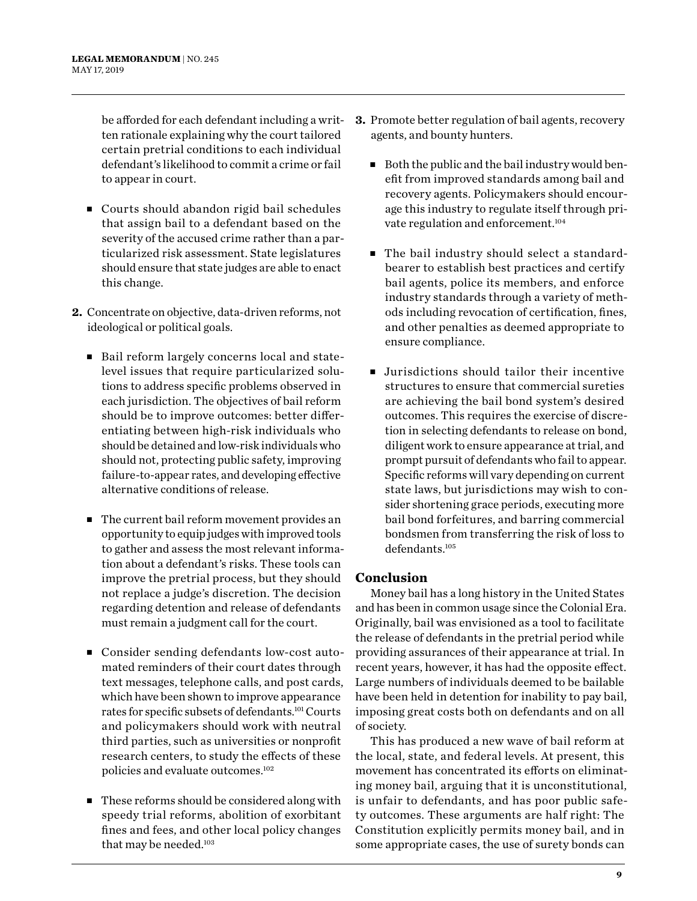be afforded for each defendant including a written rationale explaining why the court tailored certain pretrial conditions to each individual defendant's likelihood to commit a crime or fail to appear in court.

- Courts should abandon rigid bail schedules that assign bail to a defendant based on the severity of the accused crime rather than a particularized risk assessment. State legislatures should ensure that state judges are able to enact this change.

**2.** Concentrate on objective, data-driven reforms, not ideological or political goals.

- Bail reform largely concerns local and state-level issues that require particularized solutions to address specific problems observed in each jurisdiction. The objectives of bail reform should be to improve outcomes: better differentiating between high-risk individuals who should be detained and low-risk individuals who should not, protecting public safety, improving failure-to-appear rates, and developing effective alternative conditions of release.
- The current bail reform movement provides an opportunity to equip judges with improved tools to gather and assess the most relevant information about a defendant's risks. These tools can improve the pretrial process, but they should not replace a judge's discretion. The decision regarding detention and release of defendants must remain a judgment call for the court.
- Consider sending defendants low-cost automated reminders of their court dates through text messages, telephone calls, and post cards, which have been shown to improve appearance rates for specific subsets of defendants.[101] Courts and policymakers should work with neutral third parties, such as universities or nonprofit research centers, to study the effects of these policies and evaluate outcomes.[102]
- These reforms should be considered along with speedy trial reforms, abolition of exorbitant fines and fees, and other local policy changes that may be needed.[103]

**3.** Promote better regulation of bail agents, recovery agents, and bounty hunters.

- Both the public and the bail industry would benefit from improved standards among bail and recovery agents. Policymakers should encourage this industry to regulate itself through private regulation and enforcement.[104]
- The bail industry should select a standard-bearer to establish best practices and certify bail agents, police its members, and enforce industry standards through a variety of methods including revocation of certification, fines, and other penalties as deemed appropriate to ensure compliance.
- Jurisdictions should tailor their incentive structures to ensure that commercial sureties are achieving the bail bond system's desired outcomes. This requires the exercise of discretion in selecting defendants to release on bond, diligent work to ensure appearance at trial, and prompt pursuit of defendants who fail to appear. Specific reforms will vary depending on current state laws, but jurisdictions may wish to consider shortening grace periods, executing more bail bond forfeitures, and barring commercial bondsmen from transferring the risk of loss to defendants.[105]

## Conclusion

Money bail has a long history in the United States and has been in common usage since the Colonial Era. Originally, bail was envisioned as a tool to facilitate the release of defendants in the pretrial period while providing assurances of their appearance at trial. In recent years, however, it has had the opposite effect. Large numbers of individuals deemed to be bailable have been held in detention for inability to pay bail, imposing great costs both on defendants and on all of society.

This has produced a new wave of bail reform at the local, state, and federal levels. At present, this movement has concentrated its efforts on eliminating money bail, arguing that it is unconstitutional, is unfair to defendants, and has poor public safety outcomes. These arguments are half right: The Constitution explicitly permits money bail, and in some appropriate cases, the use of surety bonds can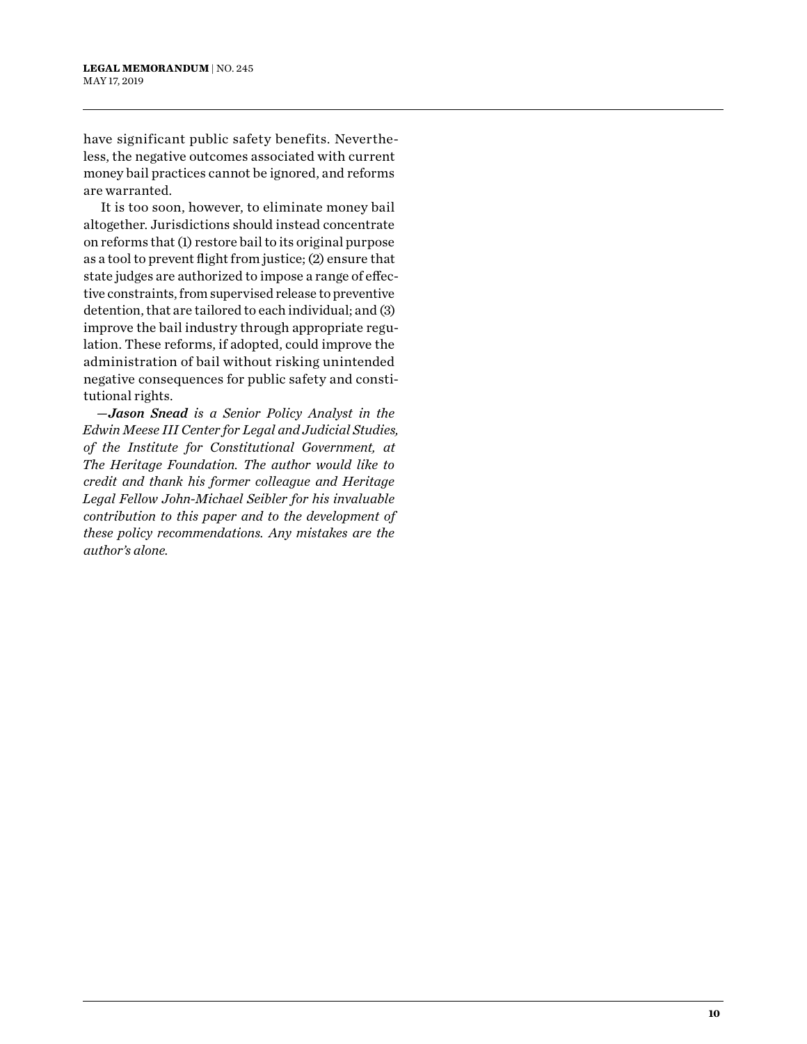have significant public safety benefits. Nevertheless, the negative outcomes associated with current money bail practices cannot be ignored, and reforms are warranted.

It is too soon, however, to eliminate money bail altogether. Jurisdictions should instead concentrate on reforms that (1) restore bail to its original purpose as a tool to prevent flight from justice; (2) ensure that state judges are authorized to impose a range of effective constraints, from supervised release to preventive detention, that are tailored to each individual; and (3) improve the bail industry through appropriate regulation. These reforms, if adopted, could improve the administration of bail without risking unintended negative consequences for public safety and constitutional rights.

*—**Jason Snead** is a Senior Policy Analyst in the Edwin Meese III Center for Legal and Judicial Studies, of the Institute for Constitutional Government, at The Heritage Foundation. The author would like to credit and thank his former colleague and Heritage Legal Fellow John-Michael Seibler for his invaluable contribution to this paper and to the development of these policy recommendations. Any mistakes are the author's alone.*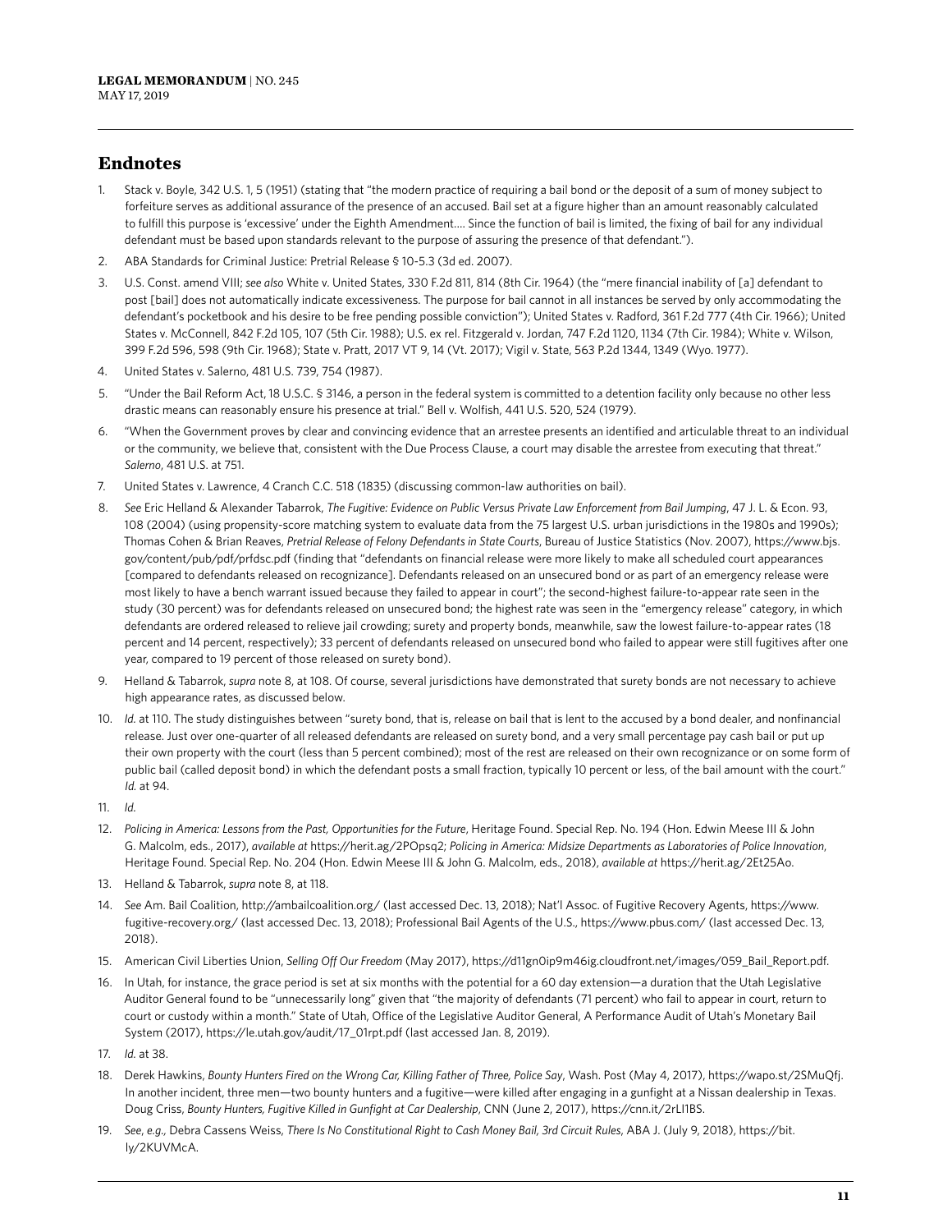## Endnotes

1. Stack v. Boyle, 342 U.S. 1, 5 (1951) (stating that "the modern practice of requiring a bail bond or the deposit of a sum of money subject to forfeiture serves as additional assurance of the presence of an accused. Bail set at a figure higher than an amount reasonably calculated to fulfill this purpose is 'excessive' under the Eighth Amendment.... Since the function of bail is limited, the fixing of bail for any individual defendant must be based upon standards relevant to the purpose of assuring the presence of that defendant.").
2. ABA Standards for Criminal Justice: Pretrial Release § 10-5.3 (3d ed. 2007).
3. U.S. Const. amend VIII; *see also* White v. United States, 330 F.2d 811, 814 (8th Cir. 1964) (the "mere financial inability of [a] defendant to post [bail] does not automatically indicate excessiveness. The purpose for bail cannot in all instances be served by only accommodating the defendant's pocketbook and his desire to be free pending possible conviction"); United States v. Radford, 361 F.2d 777 (4th Cir. 1966); United States v. McConnell, 842 F.2d 105, 107 (5th Cir. 1988); U.S. ex rel. Fitzgerald v. Jordan, 747 F.2d 1120, 1134 (7th Cir. 1984); White v. Wilson, 399 F.2d 596, 598 (9th Cir. 1968); State v. Pratt, 2017 VT 9, 14 (Vt. 2017); Vigil v. State, 563 P.2d 1344, 1349 (Wyo. 1977).
4. United States v. Salerno, 481 U.S. 739, 754 (1987).
5. "Under the Bail Reform Act, 18 U.S.C. § 3146, a person in the federal system is committed to a detention facility only because no other less drastic means can reasonably ensure his presence at trial." Bell v. Wolfish, 441 U.S. 520, 524 (1979).
6. "When the Government proves by clear and convincing evidence that an arrestee presents an identified and articulable threat to an individual or the community, we believe that, consistent with the Due Process Clause, a court may disable the arrestee from executing that threat." *Salerno*, 481 U.S. at 751.
7. United States v. Lawrence, 4 Cranch C.C. 518 (1835) (discussing common-law authorities on bail).
8. *See* Eric Helland & Alexander Tabarrok, *The Fugitive: Evidence on Public Versus Private Law Enforcement from Bail Jumping*, 47 J. L. & Econ. 93, 108 (2004) (using propensity-score matching system to evaluate data from the 75 largest U.S. urban jurisdictions in the 1980s and 1990s); Thomas Cohen & Brian Reaves, *Pretrial Release of Felony Defendants in State Courts*, Bureau of Justice Statistics (Nov. 2007), https://www.bjs.gov/content/pub/pdf/prfdsc.pdf (finding that "defendants on financial release were more likely to make all scheduled court appearances [compared to defendants released on recognizance]. Defendants released on an unsecured bond or as part of an emergency release were most likely to have a bench warrant issued because they failed to appear in court"; the second-highest failure-to-appear rate seen in the study (30 percent) was for defendants released on unsecured bond; the highest rate was seen in the "emergency release" category, in which defendants are ordered released to relieve jail crowding; surety and property bonds, meanwhile, saw the lowest failure-to-appear rates (18 percent and 14 percent, respectively); 33 percent of defendants released on unsecured bond who failed to appear were still fugitives after one year, compared to 19 percent of those released on surety bond).
9. Helland & Tabarrok, *supra* note 8, at 108. Of course, several jurisdictions have demonstrated that surety bonds are not necessary to achieve high appearance rates, as discussed below.
10. *Id.* at 110. The study distinguishes between "surety bond, that is, release on bail that is lent to the accused by a bond dealer, and nonfinancial release. Just over one-quarter of all released defendants are released on surety bond, and a very small percentage pay cash bail or put up their own property with the court (less than 5 percent combined); most of the rest are released on their own recognizance or on some form of public bail (called deposit bond) in which the defendant posts a small fraction, typically 10 percent or less, of the bail amount with the court." *Id.* at 94.
11. *Id.*
12. *Policing in America: Lessons from the Past, Opportunities for the Future*, Heritage Found. Special Rep. No. 194 (Hon. Edwin Meese III & John G. Malcolm, eds., 2017), *available at* https://herit.ag/2POpsq2; *Policing in America: Midsize Departments as Laboratories of Police Innovation*, Heritage Found. Special Rep. No. 204 (Hon. Edwin Meese III & John G. Malcolm, eds., 2018), *available at* https://herit.ag/2Et25Ao.
13. Helland & Tabarrok, *supra* note 8, at 118.
14. *See* Am. Bail Coalition, http://ambailcoalition.org/ (last accessed Dec. 13, 2018); Nat'l Assoc. of Fugitive Recovery Agents, https://www.fugitive-recovery.org/ (last accessed Dec. 13, 2018); Professional Bail Agents of the U.S., https://www.pbus.com/ (last accessed Dec. 13, 2018).
15. American Civil Liberties Union, *Selling Off Our Freedom* (May 2017), https://d11gn0ip9m46ig.cloudfront.net/images/059_Bail_Report.pdf.
16. In Utah, for instance, the grace period is set at six months with the potential for a 60 day extension—a duration that the Utah Legislative Auditor General found to be "unnecessarily long" given that "the majority of defendants (71 percent) who fail to appear in court, return to court or custody within a month." State of Utah, Office of the Legislative Auditor General, A Performance Audit of Utah's Monetary Bail System (2017), https://le.utah.gov/audit/17_01rpt.pdf (last accessed Jan. 8, 2019).
17. *Id.* at 38.
18. Derek Hawkins, *Bounty Hunters Fired on the Wrong Car, Killing Father of Three, Police Say*, Wash. Post (May 4, 2017), https://wapo.st/2SMuQfj. In another incident, three men—two bounty hunters and a fugitive—were killed after engaging in a gunfight at a Nissan dealership in Texas. Doug Criss, *Bounty Hunters, Fugitive Killed in Gunfight at Car Dealership*, CNN (June 2, 2017), https://cnn.it/2rLI1BS.
19. *See*, *e.g.,* Debra Cassens Weiss, *There Is No Constitutional Right to Cash Money Bail, 3rd Circuit Rules*, ABA J. (July 9, 2018), https://bit.ly/2KUVMcA.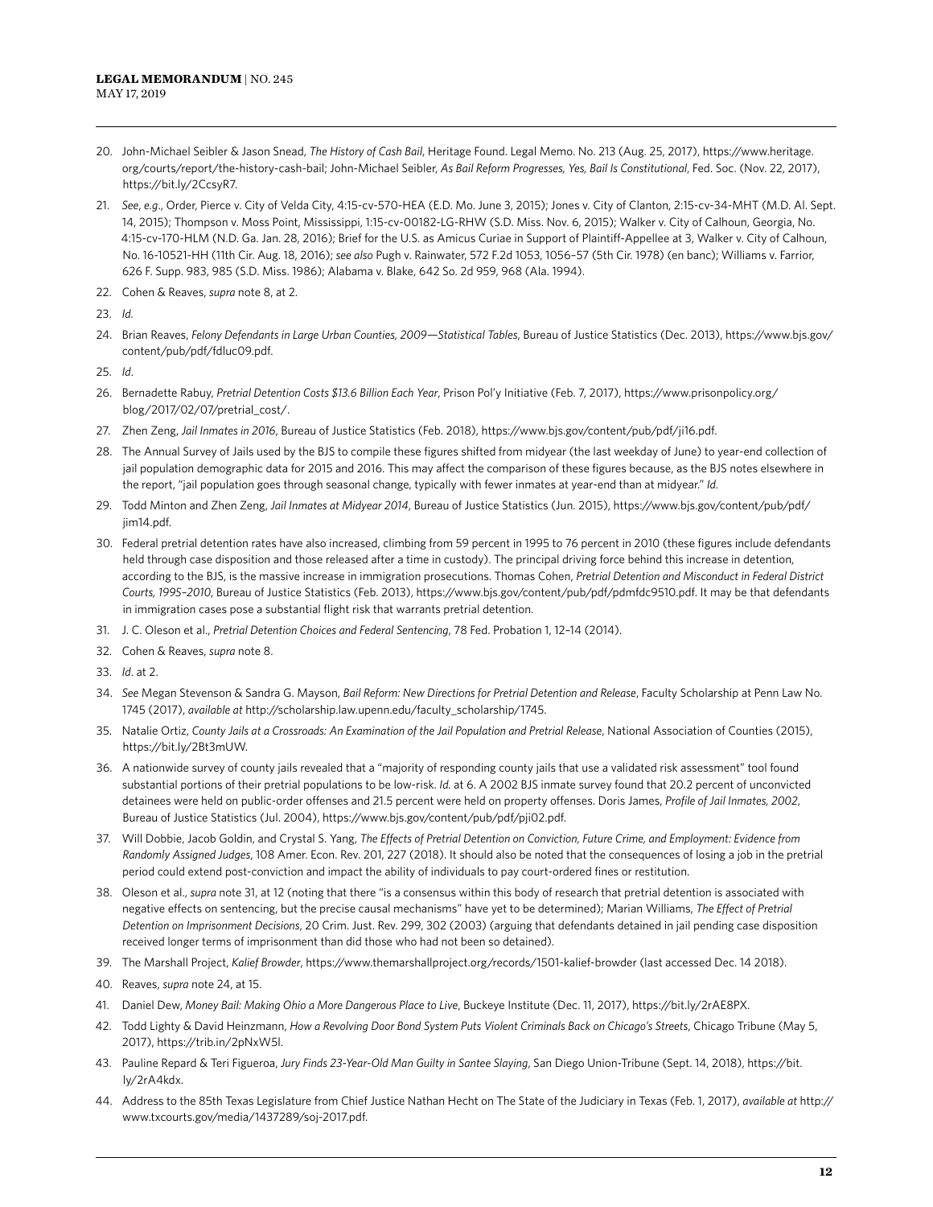20. John-Michael Seibler & Jason Snead, *The History of Cash Bail*, Heritage Found. Legal Memo. No. 213 (Aug. 25, 2017), https://www.heritage.org/courts/report/the-history-cash-bail; John-Michael Seibler, *As Bail Reform Progresses, Yes, Bail Is Constitutional*, Fed. Soc. (Nov. 22, 2017), https://bit.ly/2CcsyR7.
21. *See*, *e.g*., Order, Pierce v. City of Velda City, 4:15-cv-570-HEA (E.D. Mo. June 3, 2015); Jones v. City of Clanton, 2:15-cv-34-MHT (M.D. Al. Sept. 14, 2015); Thompson v. Moss Point, Mississippi, 1:15-cv-00182-LG-RHW (S.D. Miss. Nov. 6, 2015); Walker v. City of Calhoun, Georgia, No. 4:15-cv-170-HLM (N.D. Ga. Jan. 28, 2016); Brief for the U.S. as Amicus Curiae in Support of Plaintiff-Appellee at 3, Walker v. City of Calhoun, No. 16-10521-HH (11th Cir. Aug. 18, 2016); *see also* Pugh v. Rainwater, 572 F.2d 1053, 1056–57 (5th Cir. 1978) (en banc); Williams v. Farrior, 626 F. Supp. 983, 985 (S.D. Miss. 1986); Alabama v. Blake, 642 So. 2d 959, 968 (Ala. 1994).
22. Cohen & Reaves, *supra* note 8, at 2.
23. *Id.*
24. Brian Reaves, *Felony Defendants in Large Urban Counties, 2009—Statistical Tables*, Bureau of Justice Statistics (Dec. 2013), https://www.bjs.gov/content/pub/pdf/fdluc09.pdf.
25. *Id*.
26. Bernadette Rabuy, *Pretrial Detention Costs $13.6 Billion Each Year*, Prison Pol'y Initiative (Feb. 7, 2017), https://www.prisonpolicy.org/blog/2017/02/07/pretrial_cost/.
27. Zhen Zeng, *Jail Inmates in 2016*, Bureau of Justice Statistics (Feb. 2018), https://www.bjs.gov/content/pub/pdf/ji16.pdf.
28. The Annual Survey of Jails used by the BJS to compile these figures shifted from midyear (the last weekday of June) to year-end collection of jail population demographic data for 2015 and 2016. This may affect the comparison of these figures because, as the BJS notes elsewhere in the report, "jail population goes through seasonal change, typically with fewer inmates at year-end than at midyear." *Id.*
29. Todd Minton and Zhen Zeng, *Jail Inmates at Midyear 2014*, Bureau of Justice Statistics (Jun. 2015), https://www.bjs.gov/content/pub/pdf/jim14.pdf.
30. Federal pretrial detention rates have also increased, climbing from 59 percent in 1995 to 76 percent in 2010 (these figures include defendants held through case disposition and those released after a time in custody). The principal driving force behind this increase in detention, according to the BJS, is the massive increase in immigration prosecutions. Thomas Cohen, *Pretrial Detention and Misconduct in Federal District Courts, 1995–2010*, Bureau of Justice Statistics (Feb. 2013), https://www.bjs.gov/content/pub/pdf/pdmfdc9510.pdf. It may be that defendants in immigration cases pose a substantial flight risk that warrants pretrial detention.
31. J. C. Oleson et al., *Pretrial Detention Choices and Federal Sentencing*, 78 Fed. Probation 1, 12–14 (2014).
32. Cohen & Reaves, *supra* note 8.
33. *Id*. at 2.
34. *See* Megan Stevenson & Sandra G. Mayson, *Bail Reform: New Directions for Pretrial Detention and Release*, Faculty Scholarship at Penn Law No. 1745 (2017), *available at* http://scholarship.law.upenn.edu/faculty_scholarship/1745.
35. Natalie Ortiz, *County Jails at a Crossroads: An Examination of the Jail Population and Pretrial Release*, National Association of Counties (2015), https://bit.ly/2Bt3mUW.
36. A nationwide survey of county jails revealed that a "majority of responding county jails that use a validated risk assessment" tool found substantial portions of their pretrial populations to be low-risk. *Id.* at 6. A 2002 BJS inmate survey found that 20.2 percent of unconvicted detainees were held on public-order offenses and 21.5 percent were held on property offenses. Doris James, *Profile of Jail Inmates, 2002*, Bureau of Justice Statistics (Jul. 2004), https://www.bjs.gov/content/pub/pdf/pji02.pdf.
37. Will Dobbie, Jacob Goldin, and Crystal S. Yang, *The Effects of Pretrial Detention on Conviction, Future Crime, and Employment: Evidence from Randomly Assigned Judges*, 108 Amer. Econ. Rev. 201, 227 (2018). It should also be noted that the consequences of losing a job in the pretrial period could extend post-conviction and impact the ability of individuals to pay court-ordered fines or restitution.
38. Oleson et al., *supra* note 31, at 12 (noting that there "is a consensus within this body of research that pretrial detention is associated with negative effects on sentencing, but the precise causal mechanisms" have yet to be determined); Marian Williams, *The Effect of Pretrial Detention on Imprisonment Decisions*, 20 Crim. Just. Rev. 299, 302 (2003) (arguing that defendants detained in jail pending case disposition received longer terms of imprisonment than did those who had not been so detained).
39. The Marshall Project, *Kalief Browder*, https://www.themarshallproject.org/records/1501-kalief-browder (last accessed Dec. 14 2018).
40. Reaves, *supra* note 24, at 15.
41. Daniel Dew, *Money Bail: Making Ohio a More Dangerous Place to Live*, Buckeye Institute (Dec. 11, 2017), https://bit.ly/2rAE8PX.
42. Todd Lighty & David Heinzmann, *How a Revolving Door Bond System Puts Violent Criminals Back on Chicago's Streets*, Chicago Tribune (May 5, 2017), https://trib.in/2pNxW5l.
43. Pauline Repard & Teri Figueroa, *Jury Finds 23-Year-Old Man Guilty in Santee Slaying*, San Diego Union-Tribune (Sept. 14, 2018), https://bit.ly/2rA4kdx.
44. Address to the 85th Texas Legislature from Chief Justice Nathan Hecht on The State of the Judiciary in Texas (Feb. 1, 2017), *available at* http://www.txcourts.gov/media/1437289/soj-2017.pdf.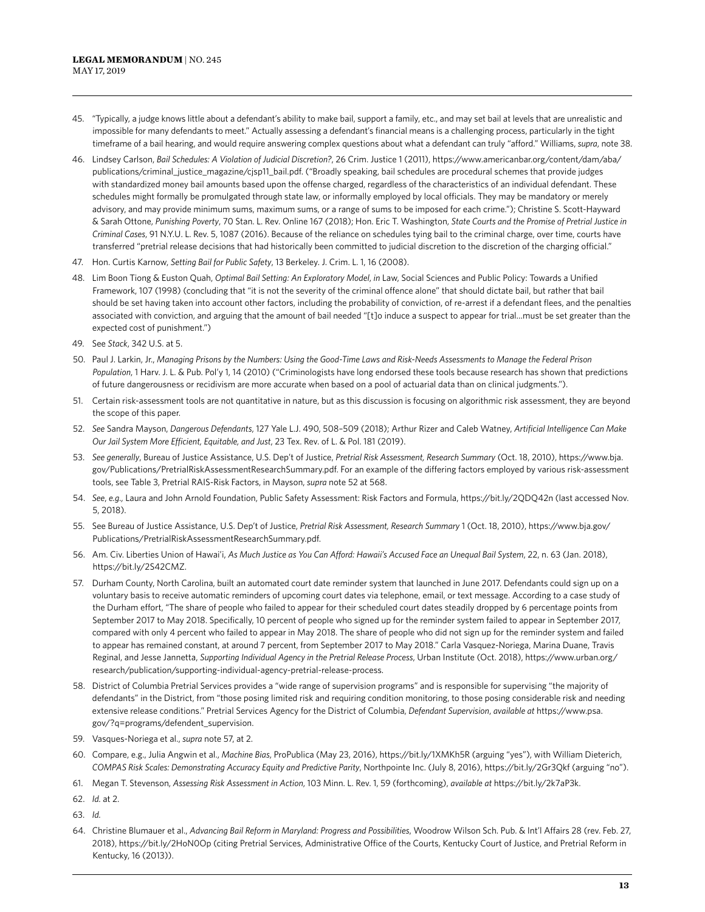45. "Typically, a judge knows little about a defendant's ability to make bail, support a family, etc., and may set bail at levels that are unrealistic and impossible for many defendants to meet." Actually assessing a defendant's financial means is a challenging process, particularly in the tight timeframe of a bail hearing, and would require answering complex questions about what a defendant can truly "afford." Williams, *supra*, note 38.

46. Lindsey Carlson, *Bail Schedules: A Violation of Judicial Discretion?*, 26 Crim. Justice 1 (2011), https://www.americanbar.org/content/dam/aba/publications/criminal_justice_magazine/cjsp11_bail.pdf. ("Broadly speaking, bail schedules are procedural schemes that provide judges with standardized money bail amounts based upon the offense charged, regardless of the characteristics of an individual defendant. These schedules might formally be promulgated through state law, or informally employed by local officials. They may be mandatory or merely advisory, and may provide minimum sums, maximum sums, or a range of sums to be imposed for each crime."); Christine S. Scott-Hayward & Sarah Ottone, *Punishing Poverty*, 70 Stan. L. Rev. Online 167 (2018); Hon. Eric T. Washington, *State Courts and the Promise of Pretrial Justice in Criminal Cases*, 91 N.Y.U. L. Rev. 5, 1087 (2016). Because of the reliance on schedules tying bail to the criminal charge, over time, courts have transferred "pretrial release decisions that had historically been committed to judicial discretion to the discretion of the charging official."

47. Hon. Curtis Karnow, *Setting Bail for Public Safety*, 13 Berkeley. J. Crim. L. 1, 16 (2008).

48. Lim Boon Tiong & Euston Quah, *Optimal Bail Setting: An Exploratory Model*, *in* Law, Social Sciences and Public Policy: Towards a Unified Framework, 107 (1998) (concluding that "it is not the severity of the criminal offence alone" that should dictate bail, but rather that bail should be set having taken into account other factors, including the probability of conviction, of re-arrest if a defendant flees, and the penalties associated with conviction, and arguing that the amount of bail needed "[t]o induce a suspect to appear for trial…must be set greater than the expected cost of punishment.")

49. See *Stack*, 342 U.S. at 5.

50. Paul J. Larkin, Jr., *Managing Prisons by the Numbers: Using the Good-Time Laws and Risk-Needs Assessments to Manage the Federal Prison Population*, 1 Harv. J. L. & Pub. Pol'y 1, 14 (2010) ("Criminologists have long endorsed these tools because research has shown that predictions of future dangerousness or recidivism are more accurate when based on a pool of actuarial data than on clinical judgments.").

51. Certain risk-assessment tools are not quantitative in nature, but as this discussion is focusing on algorithmic risk assessment, they are beyond the scope of this paper.

52. *See* Sandra Mayson, *Dangerous Defendants*, 127 Yale L.J. 490, 508–509 (2018); Arthur Rizer and Caleb Watney, *Artificial Intelligence Can Make Our Jail System More Efficient, Equitable, and Just*, 23 Tex. Rev. of L. & Pol. 181 (2019).

53. *See generally*, Bureau of Justice Assistance, U.S. Dep't of Justice, *Pretrial Risk Assessment, Research Summary* (Oct. 18, 2010), https://www.bja.gov/Publications/PretrialRiskAssessmentResearchSummary.pdf. For an example of the differing factors employed by various risk-assessment tools, see Table 3, Pretrial RAIS-Risk Factors, in Mayson, *supra* note 52 at 568.

54. *See*, *e.g.,* Laura and John Arnold Foundation, Public Safety Assessment: Risk Factors and Formula, https://bit.ly/2QDQ42n (last accessed Nov. 5, 2018).

55. See Bureau of Justice Assistance, U.S. Dep't of Justice, *Pretrial Risk Assessment, Research Summary* 1 (Oct. 18, 2010), https://www.bja.gov/Publications/PretrialRiskAssessmentResearchSummary.pdf.

56. Am. Civ. Liberties Union of Hawai'i, *As Much Justice as You Can Afford: Hawaii's Accused Face an Unequal Bail System*, 22, n. 63 (Jan. 2018), https://bit.ly/2S42CMZ.

57. Durham County, North Carolina, built an automated court date reminder system that launched in June 2017. Defendants could sign up on a voluntary basis to receive automatic reminders of upcoming court dates via telephone, email, or text message. According to a case study of the Durham effort, "The share of people who failed to appear for their scheduled court dates steadily dropped by 6 percentage points from September 2017 to May 2018. Specifically, 10 percent of people who signed up for the reminder system failed to appear in September 2017, compared with only 4 percent who failed to appear in May 2018. The share of people who did not sign up for the reminder system and failed to appear has remained constant, at around 7 percent, from September 2017 to May 2018." Carla Vasquez-Noriega, Marina Duane, Travis Reginal, and Jesse Jannetta, *Supporting Individual Agency in the Pretrial Release Process*, Urban Institute (Oct. 2018), https://www.urban.org/research/publication/supporting-individual-agency-pretrial-release-process.

58. District of Columbia Pretrial Services provides a "wide range of supervision programs" and is responsible for supervising "the majority of defendants" in the District, from "those posing limited risk and requiring condition monitoring, to those posing considerable risk and needing extensive release conditions." Pretrial Services Agency for the District of Columbia, *Defendant Supervision*, *available at* https://www.psa.gov/?q=programs/defendent_supervision.

59. Vasques-Noriega et al., *supra* note 57, at 2.

60. Compare, e.g., Julia Angwin et al., *Machine Bias*, ProPublica (May 23, 2016), https://bit.ly/1XMKh5R (arguing "yes"), with William Dieterich, *COMPAS Risk Scales: Demonstrating Accuracy Equity and Predictive Parity*, Northpointe Inc. (July 8, 2016), https://bit.ly/2Gr3Qkf (arguing "no").

61. Megan T. Stevenson, *Assessing Risk Assessment in Action*, 103 Minn. L. Rev. 1, 59 (forthcoming), *available at* https://bit.ly/2k7aP3k.

62. *Id.* at 2.

63. *Id.*

64. Christine Blumauer et al., *Advancing Bail Reform in Maryland: Progress and Possibilities*, Woodrow Wilson Sch. Pub. & Int'l Affairs 28 (rev. Feb. 27, 2018), https://bit.ly/2HoN0Op (citing Pretrial Services, Administrative Office of the Courts, Kentucky Court of Justice, and Pretrial Reform in Kentucky, 16 (2013)).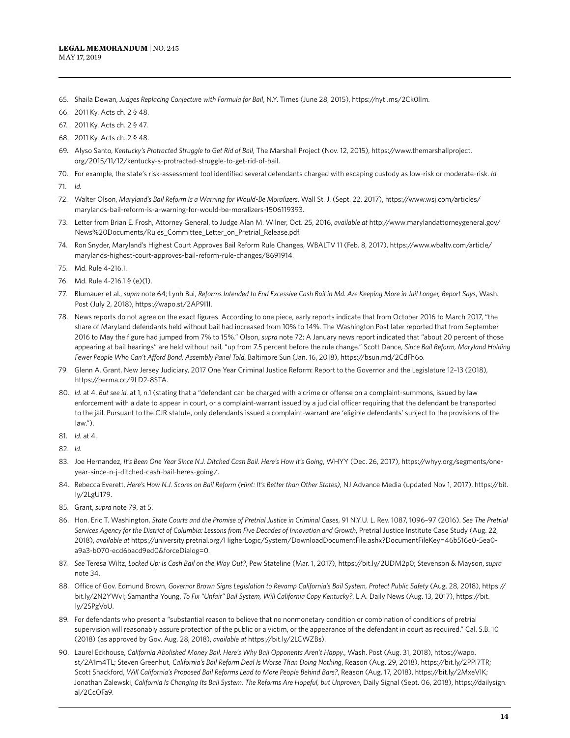65. Shaila Dewan, *Judges Replacing Conjecture with Formula for Bail*, N.Y. Times (June 28, 2015), https://nyti.ms/2Ck0lIm.

66. 2011 Ky. Acts ch. 2 § 48.

67. 2011 Ky. Acts ch. 2 § 47.

68. 2011 Ky. Acts ch. 2 § 48.

69. Alyso Santo, *Kentucky's Protracted Struggle to Get Rid of Bail*, The Marshall Project (Nov. 12, 2015), https://www.themarshallproject.org/2015/11/12/kentucky-s-protracted-struggle-to-get-rid-of-bail.

70. For example, the state's risk-assessment tool identified several defendants charged with escaping custody as low-risk or moderate-risk. *Id.*

71. *Id.*

72. Walter Olson, *Maryland's Bail Reform Is a Warning for Would-Be Moralizers*, Wall St. J. (Sept. 22, 2017), https://www.wsj.com/articles/marylands-bail-reform-is-a-warning-for-would-be-moralizers-1506119393.

73. Letter from Brian E. Frosh, Attorney General, to Judge Alan M. Wilner, Oct. 25, 2016, *available at* http://www.marylandattorneygeneral.gov/News%20Documents/Rules_Committee_Letter_on_Pretrial_Release.pdf.

74. Ron Snyder, Maryland's Highest Court Approves Bail Reform Rule Changes, WBALTV 11 (Feb. 8, 2017), https://www.wbaltv.com/article/marylands-highest-court-approves-bail-reform-rule-changes/8691914.

75. Md. Rule 4-216.1.

76. Md. Rule 4-216.1 § (e)(1).

77. Blumauer et al., *supra* note 64; Lynh Bui, *Reforms Intended to End Excessive Cash Bail in Md. Are Keeping More in Jail Longer, Report Says*, Wash. Post (July 2, 2018), https://wapo.st/2AP9I1I.

78. News reports do not agree on the exact figures. According to one piece, early reports indicate that from October 2016 to March 2017, "the share of Maryland defendants held without bail had increased from 10% to 14%. The Washington Post later reported that from September 2016 to May the figure had jumped from 7% to 15%." Olson, *supra* note 72; A January news report indicated that "about 20 percent of those appearing at bail hearings" are held without bail, "up from 7.5 percent before the rule change." Scott Dance, *Since Bail Reform, Maryland Holding Fewer People Who Can't Afford Bond, Assembly Panel Told*, Baltimore Sun (Jan. 16, 2018), https://bsun.md/2CdFh6o.

79. Glenn A. Grant, New Jersey Judiciary, 2017 One Year Criminal Justice Reform: Report to the Governor and the Legislature 12–13 (2018), https://perma.cc/9LD2-8STA.

80. *Id.* at 4. *But see id.* at 1, n.1 (stating that a "defendant can be charged with a crime or offense on a complaint-summons, issued by law enforcement with a date to appear in court, or a complaint-warrant issued by a judicial officer requiring that the defendant be transported to the jail. Pursuant to the CJR statute, only defendants issued a complaint-warrant are 'eligible defendants' subject to the provisions of the law.").

81. *Id.* at 4.

82. *Id.*

83. Joe Hernandez, *It's Been One Year Since N.J. Ditched Cash Bail. Here's How It's Going*, WHYY (Dec. 26, 2017), https://whyy.org/segments/one-year-since-n-j-ditched-cash-bail-heres-going/.

84. Rebecca Everett, *Here's How N.J. Scores on Bail Reform (Hint: It's Better than Other States)*, NJ Advance Media (updated Nov 1, 2017), https://bit.ly/2LgU179.

85. Grant, *supra* note 79, at 5.

86. Hon. Eric T. Washington, *State Courts and the Promise of Pretrial Justice in Criminal Cases*, 91 N.Y.U. L. Rev. 1087, 1096–97 (2016). *See The Pretrial Services Agency for the District of Columbia: Lessons from Five Decades of Innovation and Growth*, Pretrial Justice Institute Case Study (Aug. 22, 2018), *available at* https://university.pretrial.org/HigherLogic/System/DownloadDocumentFile.ashx?DocumentFileKey=46b516e0-5ea0-a9a3-b070-ecd6bacd9ed0&forceDialog=0.

87. *See* Teresa Wiltz, *Locked Up: Is Cash Bail on the Way Out?*, Pew Stateline (Mar. 1, 2017), https://bit.ly/2UDM2p0; Stevenson & Mayson, *supra* note 34.

88. Office of Gov. Edmund Brown, *Governor Brown Signs Legislation to Revamp California's Bail System, Protect Public Safety* (Aug. 28, 2018), https://bit.ly/2N2YWvI; Samantha Young, *To Fix "Unfair" Bail System, Will California Copy Kentucky?*, L.A. Daily News (Aug. 13, 2017), https://bit.ly/2SPgVoU.

89. For defendants who present a "substantial reason to believe that no nonmonetary condition or combination of conditions of pretrial supervision will reasonably assure protection of the public or a victim, or the appearance of the defendant in court as required." Cal. S.B. 10 (2018) (as approved by Gov. Aug. 28, 2018), *available at* https://bit.ly/2LCWZBs).

90. Laurel Eckhouse, *California Abolished Money Bail. Here's Why Bail Opponents Aren't Happy.*, Wash. Post (Aug. 31, 2018), https://wapo.st/2A1m4TL; Steven Greenhut, *California's Bail Reform Deal Is Worse Than Doing Nothing*, Reason (Aug. 29, 2018), https://bit.ly/2PPI7TR; Scott Shackford, *Will California's Proposed Bail Reforms Lead to More People Behind Bars?*, Reason (Aug. 17, 2018), https://bit.ly/2MxeVIK; Jonathan Zalewski, *California Is Changing Its Bail System. The Reforms Are Hopeful, but Unproven*, Daily Signal (Sept. 06, 2018), https://dailysign.al/2CcOFa9.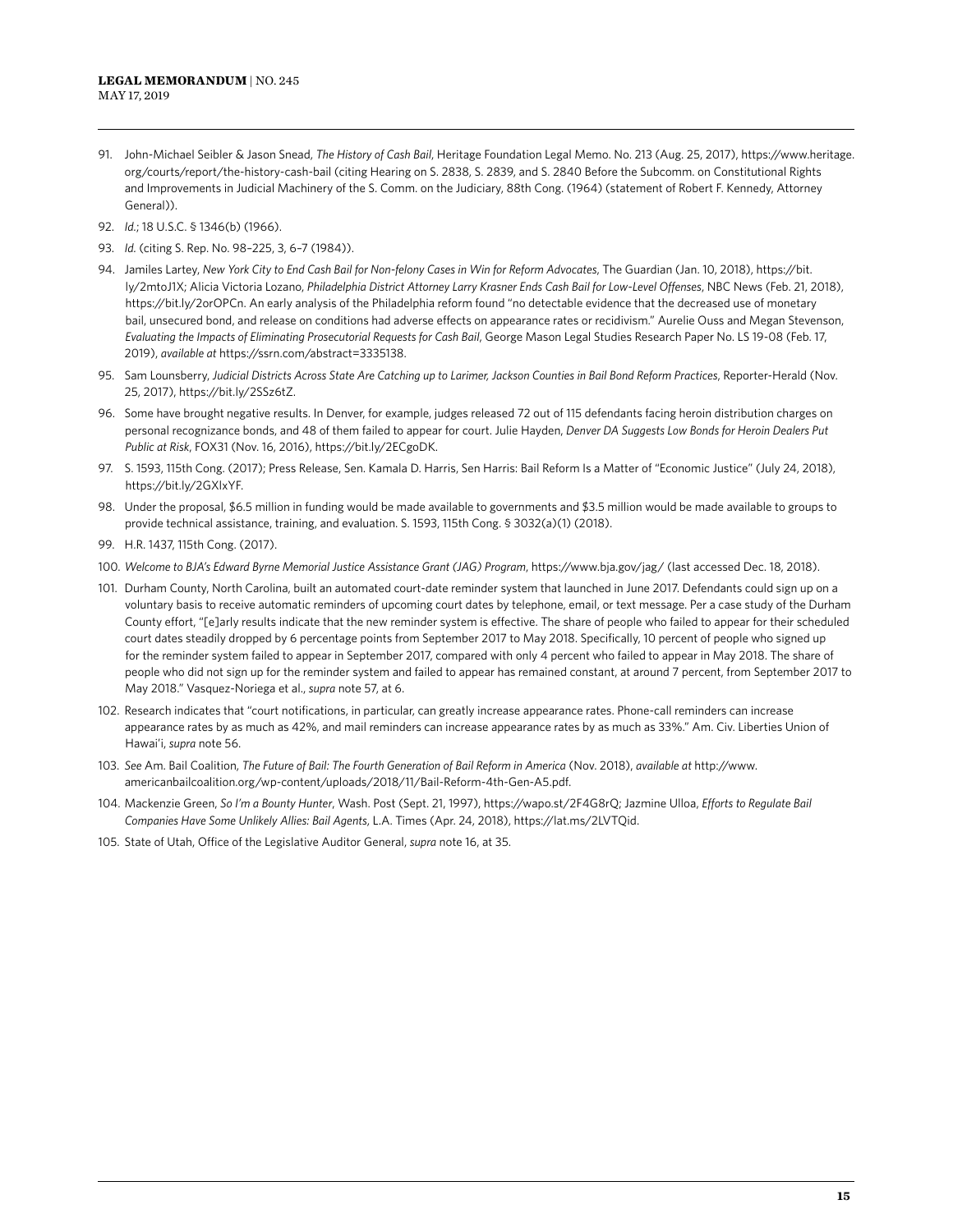91. John-Michael Seibler & Jason Snead, *The History of Cash Bail*, Heritage Foundation Legal Memo. No. 213 (Aug. 25, 2017), https://www.heritage.org/courts/report/the-history-cash-bail (citing Hearing on S. 2838, S. 2839, and S. 2840 Before the Subcomm. on Constitutional Rights and Improvements in Judicial Machinery of the S. Comm. on the Judiciary, 88th Cong. (1964) (statement of Robert F. Kennedy, Attorney General)).

92. *Id.*; 18 U.S.C. § 1346(b) (1966).

93. *Id.* (citing S. Rep. No. 98–225, 3, 6–7 (1984)).

94. Jamiles Lartey, *New York City to End Cash Bail for Non-felony Cases in Win for Reform Advocates*, The Guardian (Jan. 10, 2018), https://bit.ly/2mtoJ1X; Alicia Victoria Lozano, *Philadelphia District Attorney Larry Krasner Ends Cash Bail for Low-Level Offenses*, NBC News (Feb. 21, 2018), https://bit.ly/2orOPCn. An early analysis of the Philadelphia reform found "no detectable evidence that the decreased use of monetary bail, unsecured bond, and release on conditions had adverse effects on appearance rates or recidivism." Aurelie Ouss and Megan Stevenson, *Evaluating the Impacts of Eliminating Prosecutorial Requests for Cash Bail*, George Mason Legal Studies Research Paper No. LS 19-08 (Feb. 17, 2019), *available at* https://ssrn.com/abstract=3335138.

95. Sam Lounsberry, *Judicial Districts Across State Are Catching up to Larimer, Jackson Counties in Bail Bond Reform Practices*, Reporter-Herald (Nov. 25, 2017), https://bit.ly/2SSz6tZ.

96. Some have brought negative results. In Denver, for example, judges released 72 out of 115 defendants facing heroin distribution charges on personal recognizance bonds, and 48 of them failed to appear for court. Julie Hayden, *Denver DA Suggests Low Bonds for Heroin Dealers Put Public at Risk*, FOX31 (Nov. 16, 2016), https://bit.ly/2ECgoDK.

97. S. 1593, 115th Cong. (2017); Press Release, Sen. Kamala D. Harris, Sen Harris: Bail Reform Is a Matter of "Economic Justice" (July 24, 2018), https://bit.ly/2GXlxYF.

98. Under the proposal, $6.5 million in funding would be made available to governments and $3.5 million would be made available to groups to provide technical assistance, training, and evaluation. S. 1593, 115th Cong. § 3032(a)(1) (2018).

99. H.R. 1437, 115th Cong. (2017).

100. *Welcome to BJA's Edward Byrne Memorial Justice Assistance Grant (JAG) Program*, https://www.bja.gov/jag/ (last accessed Dec. 18, 2018).

101. Durham County, North Carolina, built an automated court-date reminder system that launched in June 2017. Defendants could sign up on a voluntary basis to receive automatic reminders of upcoming court dates by telephone, email, or text message. Per a case study of the Durham County effort, "[e]arly results indicate that the new reminder system is effective. The share of people who failed to appear for their scheduled court dates steadily dropped by 6 percentage points from September 2017 to May 2018. Specifically, 10 percent of people who signed up for the reminder system failed to appear in September 2017, compared with only 4 percent who failed to appear in May 2018. The share of people who did not sign up for the reminder system and failed to appear has remained constant, at around 7 percent, from September 2017 to May 2018." Vasquez-Noriega et al., *supra* note 57, at 6.

102. Research indicates that "court notifications, in particular, can greatly increase appearance rates. Phone-call reminders can increase appearance rates by as much as 42%, and mail reminders can increase appearance rates by as much as 33%." Am. Civ. Liberties Union of Hawai'i, *supra* note 56.

103. *See* Am. Bail Coalition, *The Future of Bail: The Fourth Generation of Bail Reform in America* (Nov. 2018), *available at* http://www.americanbailcoalition.org/wp-content/uploads/2018/11/Bail-Reform-4th-Gen-A5.pdf.

104. Mackenzie Green, *So I'm a Bounty Hunter*, Wash. Post (Sept. 21, 1997), https://wapo.st/2F4G8rQ; Jazmine Ulloa, *Efforts to Regulate Bail Companies Have Some Unlikely Allies: Bail Agents*, L.A. Times (Apr. 24, 2018), https://lat.ms/2LVTQid.

105. State of Utah, Office of the Legislative Auditor General, *supra* note 16, at 35.